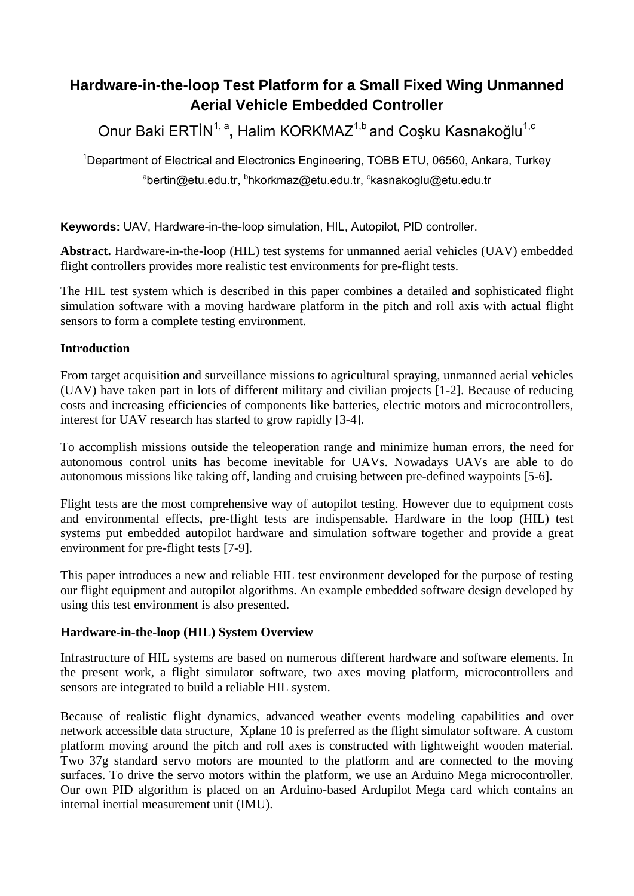# Hardware-in-the-loop Test Platform for a Small Fixed Wing Unmanned Aerial Vehicle Embedded Controller

Onur Baki ERTİN[1, a], Halim KORKMAZ[1,b] and Coşku Kasnakoğlu[1,c]

[1]Department of Electrical and Electronics Engineering, TOBB ETU, 06560, Ankara, Turkey

[a]bertin@etu.edu.tr, [b]hkorkmaz@etu.edu.tr, [c]kasnakoglu@etu.edu.tr

**Keywords:** UAV, Hardware-in-the-loop simulation, HIL, Autopilot, PID controller.

**Abstract.** Hardware-in-the-loop (HIL) test systems for unmanned aerial vehicles (UAV) embedded flight controllers provides more realistic test environments for pre-flight tests.

The HIL test system which is described in this paper combines a detailed and sophisticated flight simulation software with a moving hardware platform in the pitch and roll axis with actual flight sensors to form a complete testing environment.

## Introduction

From target acquisition and surveillance missions to agricultural spraying, unmanned aerial vehicles (UAV) have taken part in lots of different military and civilian projects [1-2]. Because of reducing costs and increasing efficiencies of components like batteries, electric motors and microcontrollers, interest for UAV research has started to grow rapidly [3-4].

To accomplish missions outside the teleoperation range and minimize human errors, the need for autonomous control units has become inevitable for UAVs. Nowadays UAVs are able to do autonomous missions like taking off, landing and cruising between pre-defined waypoints [5-6].

Flight tests are the most comprehensive way of autopilot testing. However due to equipment costs and environmental effects, pre-flight tests are indispensable. Hardware in the loop (HIL) test systems put embedded autopilot hardware and simulation software together and provide a great environment for pre-flight tests [7-9].

This paper introduces a new and reliable HIL test environment developed for the purpose of testing our flight equipment and autopilot algorithms. An example embedded software design developed by using this test environment is also presented.

## Hardware-in-the-loop (HIL) System Overview

Infrastructure of HIL systems are based on numerous different hardware and software elements. In the present work, a flight simulator software, two axes moving platform, microcontrollers and sensors are integrated to build a reliable HIL system.

Because of realistic flight dynamics, advanced weather events modeling capabilities and over network accessible data structure, Xplane 10 is preferred as the flight simulator software. A custom platform moving around the pitch and roll axes is constructed with lightweight wooden material. Two 37g standard servo motors are mounted to the platform and are connected to the moving surfaces. To drive the servo motors within the platform, we use an Arduino Mega microcontroller. Our own PID algorithm is placed on an Arduino-based Ardupilot Mega card which contains an internal inertial measurement unit (IMU).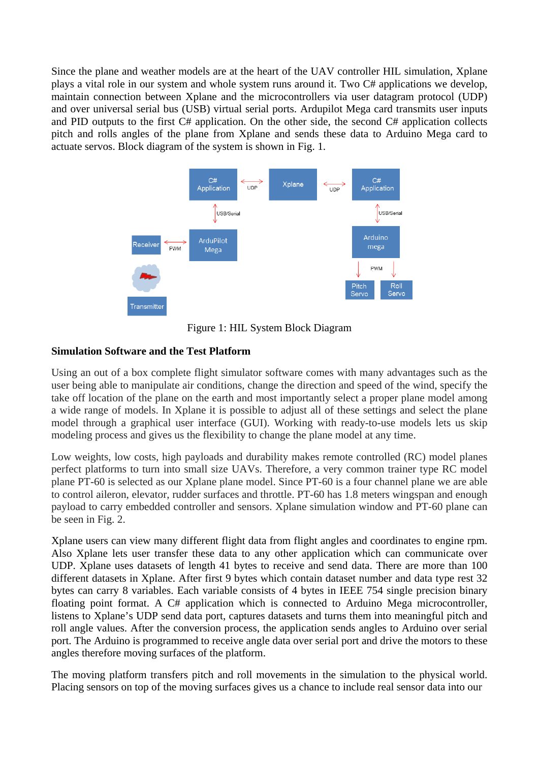Since the plane and weather models are at the heart of the UAV controller HIL simulation, Xplane plays a vital role in our system and whole system runs around it. Two C# applications we develop, maintain connection between Xplane and the microcontrollers via user datagram protocol (UDP) and over universal serial bus (USB) virtual serial ports. Ardupilot Mega card transmits user inputs and PID outputs to the first C# application. On the other side, the second C# application collects pitch and rolls angles of the plane from Xplane and sends these data to Arduino Mega card to actuate servos. Block diagram of the system is shown in Fig. 1.

Figure 1: HIL System Block Diagram

**Simulation Software and the Test Platform**

Using an out of a box complete flight simulator software comes with many advantages such as the user being able to manipulate air conditions, change the direction and speed of the wind, specify the take off location of the plane on the earth and most importantly select a proper plane model among a wide range of models. In Xplane it is possible to adjust all of these settings and select the plane model through a graphical user interface (GUI). Working with ready-to-use models lets us skip modeling process and gives us the flexibility to change the plane model at any time.

Low weights, low costs, high payloads and durability makes remote controlled (RC) model planes perfect platforms to turn into small size UAVs. Therefore, a very common trainer type RC model plane PT-60 is selected as our Xplane plane model. Since PT-60 is a four channel plane we are able to control aileron, elevator, rudder surfaces and throttle. PT-60 has 1.8 meters wingspan and enough payload to carry embedded controller and sensors. Xplane simulation window and PT-60 plane can be seen in Fig. 2.

Xplane users can view many different flight data from flight angles and coordinates to engine rpm. Also Xplane lets user transfer these data to any other application which can communicate over UDP. Xplane uses datasets of length 41 bytes to receive and send data. There are more than 100 different datasets in Xplane. After first 9 bytes which contain dataset number and data type rest 32 bytes can carry 8 variables. Each variable consists of 4 bytes in IEEE 754 single precision binary floating point format. A C# application which is connected to Arduino Mega microcontroller, listens to Xplane's UDP send data port, captures datasets and turns them into meaningful pitch and roll angle values. After the conversion process, the application sends angles to Arduino over serial port. The Arduino is programmed to receive angle data over serial port and drive the motors to these angles therefore moving surfaces of the platform.

The moving platform transfers pitch and roll movements in the simulation to the physical world. Placing sensors on top of the moving surfaces gives us a chance to include real sensor data into our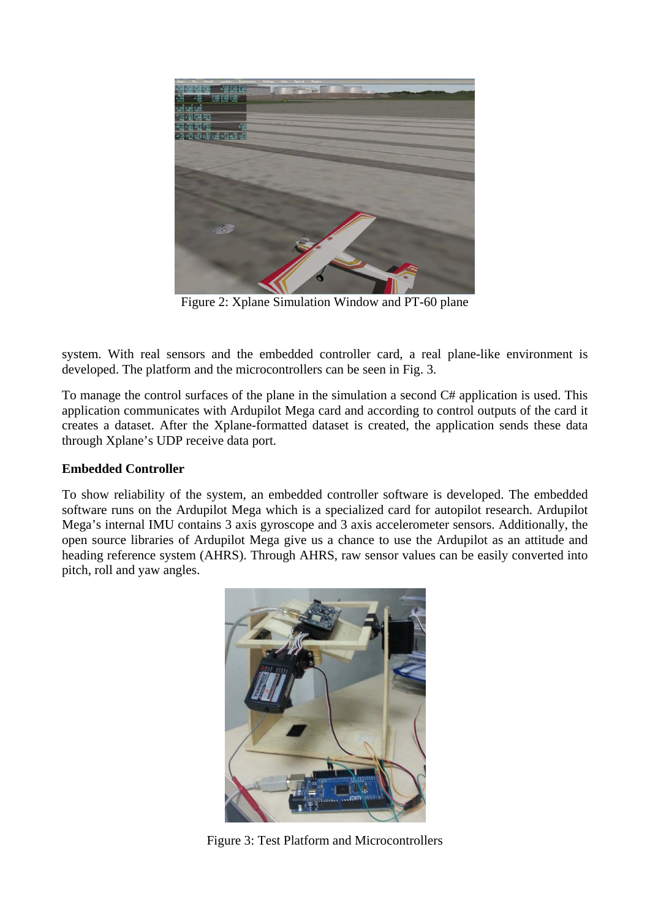Figure 2: Xplane Simulation Window and PT-60 plane

system. With real sensors and the embedded controller card, a real plane-like environment is developed. The platform and the microcontrollers can be seen in Fig. 3.

To manage the control surfaces of the plane in the simulation a second C# application is used. This application communicates with Ardupilot Mega card and according to control outputs of the card it creates a dataset. After the Xplane-formatted dataset is created, the application sends these data through Xplane's UDP receive data port.

**Embedded Controller**

To show reliability of the system, an embedded controller software is developed. The embedded software runs on the Ardupilot Mega which is a specialized card for autopilot research. Ardupilot Mega's internal IMU contains 3 axis gyroscope and 3 axis accelerometer sensors. Additionally, the open source libraries of Ardupilot Mega give us a chance to use the Ardupilot as an attitude and heading reference system (AHRS). Through AHRS, raw sensor values can be easily converted into pitch, roll and yaw angles.

Figure 3: Test Platform and Microcontrollers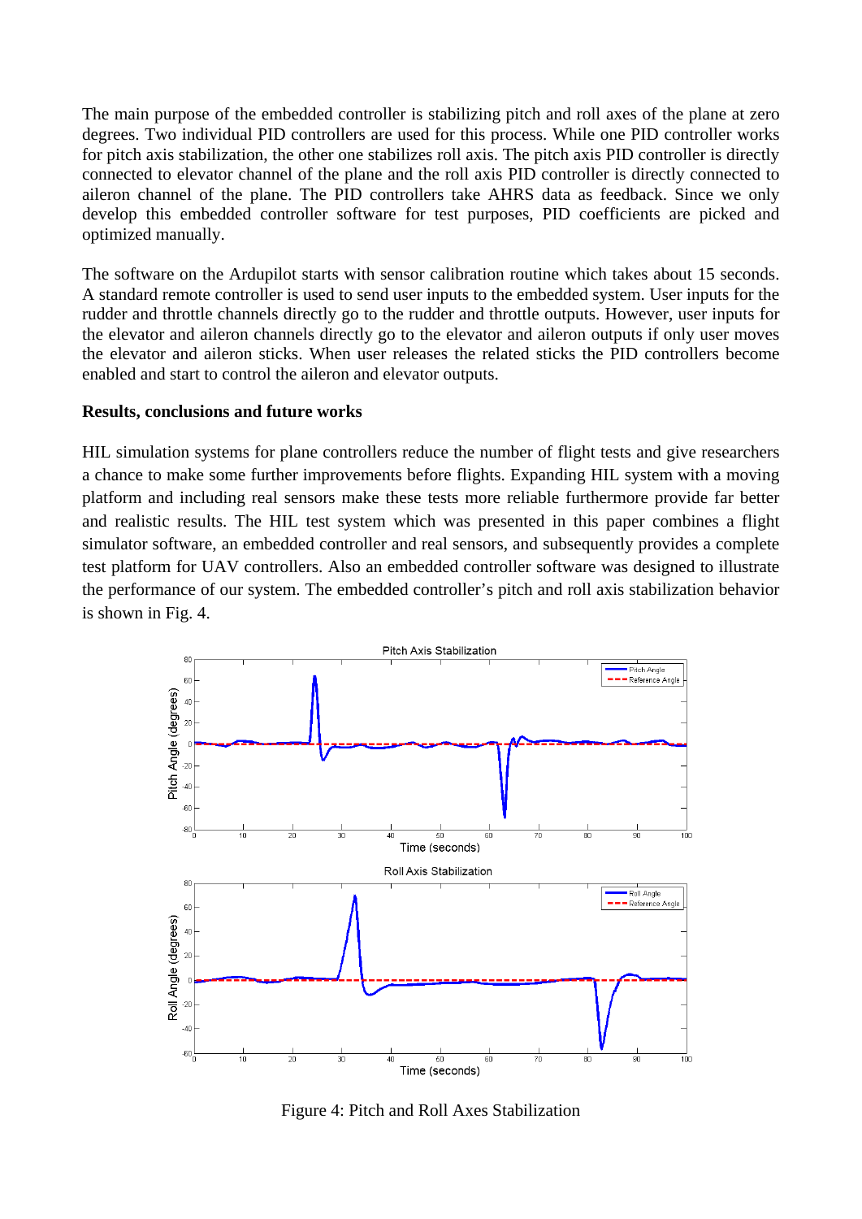The main purpose of the embedded controller is stabilizing pitch and roll axes of the plane at zero degrees. Two individual PID controllers are used for this process. While one PID controller works for pitch axis stabilization, the other one stabilizes roll axis. The pitch axis PID controller is directly connected to elevator channel of the plane and the roll axis PID controller is directly connected to aileron channel of the plane. The PID controllers take AHRS data as feedback. Since we only develop this embedded controller software for test purposes, PID coefficients are picked and optimized manually.

The software on the Ardupilot starts with sensor calibration routine which takes about 15 seconds. A standard remote controller is used to send user inputs to the embedded system. User inputs for the rudder and throttle channels directly go to the rudder and throttle outputs. However, user inputs for the elevator and aileron channels directly go to the elevator and aileron outputs if only user moves the elevator and aileron sticks. When user releases the related sticks the PID controllers become enabled and start to control the aileron and elevator outputs.

**Results, conclusions and future works**

HIL simulation systems for plane controllers reduce the number of flight tests and give researchers a chance to make some further improvements before flights. Expanding HIL system with a moving platform and including real sensors make these tests more reliable furthermore provide far better and realistic results. The HIL test system which was presented in this paper combines a flight simulator software, an embedded controller and real sensors, and subsequently provides a complete test platform for UAV controllers. Also an embedded controller software was designed to illustrate the performance of our system. The embedded controller's pitch and roll axis stabilization behavior is shown in Fig. 4.

Figure 4: Pitch and Roll Axes Stabilization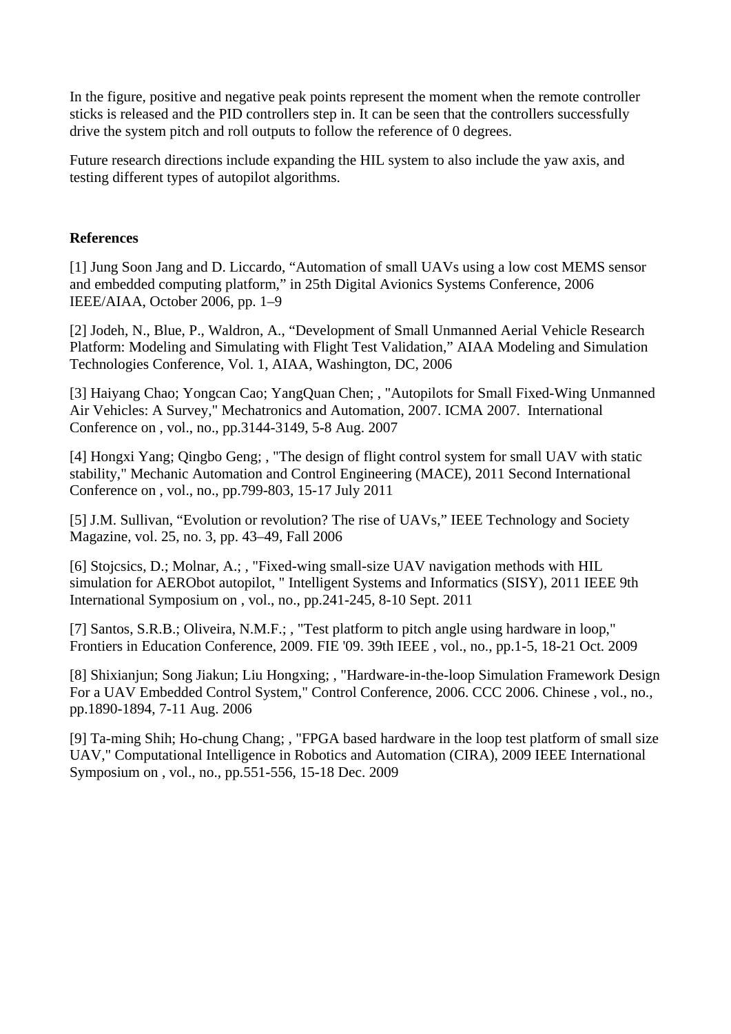In the figure, positive and negative peak points represent the moment when the remote controller sticks is released and the PID controllers step in. It can be seen that the controllers successfully drive the system pitch and roll outputs to follow the reference of 0 degrees.

Future research directions include expanding the HIL system to also include the yaw axis, and testing different types of autopilot algorithms.

**References**

[1] Jung Soon Jang and D. Liccardo, "Automation of small UAVs using a low cost MEMS sensor and embedded computing platform," in 25th Digital Avionics Systems Conference, 2006 IEEE/AIAA, October 2006, pp. 1–9

[2] Jodeh, N., Blue, P., Waldron, A., "Development of Small Unmanned Aerial Vehicle Research Platform: Modeling and Simulating with Flight Test Validation," AIAA Modeling and Simulation Technologies Conference, Vol. 1, AIAA, Washington, DC, 2006

[3] Haiyang Chao; Yongcan Cao; YangQuan Chen; , "Autopilots for Small Fixed-Wing Unmanned Air Vehicles: A Survey," Mechatronics and Automation, 2007. ICMA 2007. International Conference on , vol., no., pp.3144-3149, 5-8 Aug. 2007

[4] Hongxi Yang; Qingbo Geng; , "The design of flight control system for small UAV with static stability," Mechanic Automation and Control Engineering (MACE), 2011 Second International Conference on , vol., no., pp.799-803, 15-17 July 2011

[5] J.M. Sullivan, "Evolution or revolution? The rise of UAVs," IEEE Technology and Society Magazine, vol. 25, no. 3, pp. 43–49, Fall 2006

[6] Stojcsics, D.; Molnar, A.; , "Fixed-wing small-size UAV navigation methods with HIL simulation for AERObot autopilot, " Intelligent Systems and Informatics (SISY), 2011 IEEE 9th International Symposium on , vol., no., pp.241-245, 8-10 Sept. 2011

[7] Santos, S.R.B.; Oliveira, N.M.F.; , "Test platform to pitch angle using hardware in loop," Frontiers in Education Conference, 2009. FIE '09. 39th IEEE , vol., no., pp.1-5, 18-21 Oct. 2009

[8] Shixianjun; Song Jiakun; Liu Hongxing; , "Hardware-in-the-loop Simulation Framework Design For a UAV Embedded Control System," Control Conference, 2006. CCC 2006. Chinese , vol., no., pp.1890-1894, 7-11 Aug. 2006

[9] Ta-ming Shih; Ho-chung Chang; , "FPGA based hardware in the loop test platform of small size UAV," Computational Intelligence in Robotics and Automation (CIRA), 2009 IEEE International Symposium on , vol., no., pp.551-556, 15-18 Dec. 2009